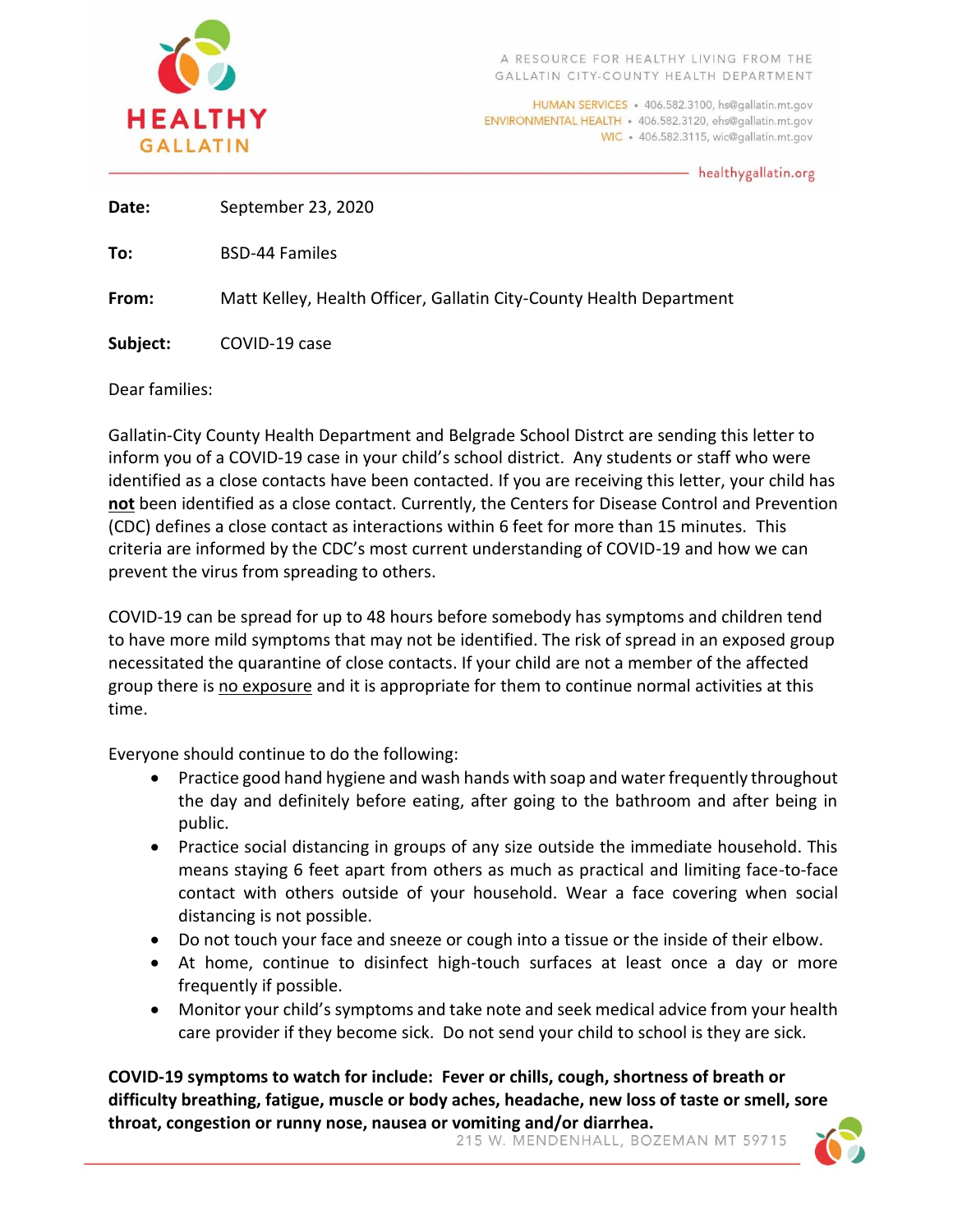**HEALTHY GALLATIN**

A RESOURCE FOR HEALTHY LIVING FROM THE GALLATIN CITY-COUNTY HEALTH DEPARTMENT

HUMAN SERVICES • 406.582.3100, hs@gallatin.mt.gov
ENVIRONMENTAL HEALTH • 406.582.3120, ehs@gallatin.mt.gov
WIC • 406.582.3115, wic@gallatin.mt.gov

healthygallatin.org

**Date:** September 23, 2020

**To:** BSD-44 Familes

**From:** Matt Kelley, Health Officer, Gallatin City-County Health Department

**Subject:** COVID-19 case

Dear families:

Gallatin-City County Health Department and Belgrade School Distrct are sending this letter to inform you of a COVID-19 case in your child's school district. Any students or staff who were identified as a close contacts have been contacted. If you are receiving this letter, your child has **not** been identified as a close contact. Currently, the Centers for Disease Control and Prevention (CDC) defines a close contact as interactions within 6 feet for more than 15 minutes. This criteria are informed by the CDC's most current understanding of COVID-19 and how we can prevent the virus from spreading to others.

COVID-19 can be spread for up to 48 hours before somebody has symptoms and children tend to have more mild symptoms that may not be identified. The risk of spread in an exposed group necessitated the quarantine of close contacts. If your child are not a member of the affected group there is no exposure and it is appropriate for them to continue normal activities at this time.

Everyone should continue to do the following:

- Practice good hand hygiene and wash hands with soap and water frequently throughout the day and definitely before eating, after going to the bathroom and after being in public.
- Practice social distancing in groups of any size outside the immediate household. This means staying 6 feet apart from others as much as practical and limiting face-to-face contact with others outside of your household. Wear a face covering when social distancing is not possible.
- Do not touch your face and sneeze or cough into a tissue or the inside of their elbow.
- At home, continue to disinfect high-touch surfaces at least once a day or more frequently if possible.
- Monitor your child's symptoms and take note and seek medical advice from your health care provider if they become sick. Do not send your child to school is they are sick.

**COVID-19 symptoms to watch for include: Fever or chills, cough, shortness of breath or difficulty breathing, fatigue, muscle or body aches, headache, new loss of taste or smell, sore throat, congestion or runny nose, nausea or vomiting and/or diarrhea.**

215 W. MENDENHALL, BOZEMAN MT 59715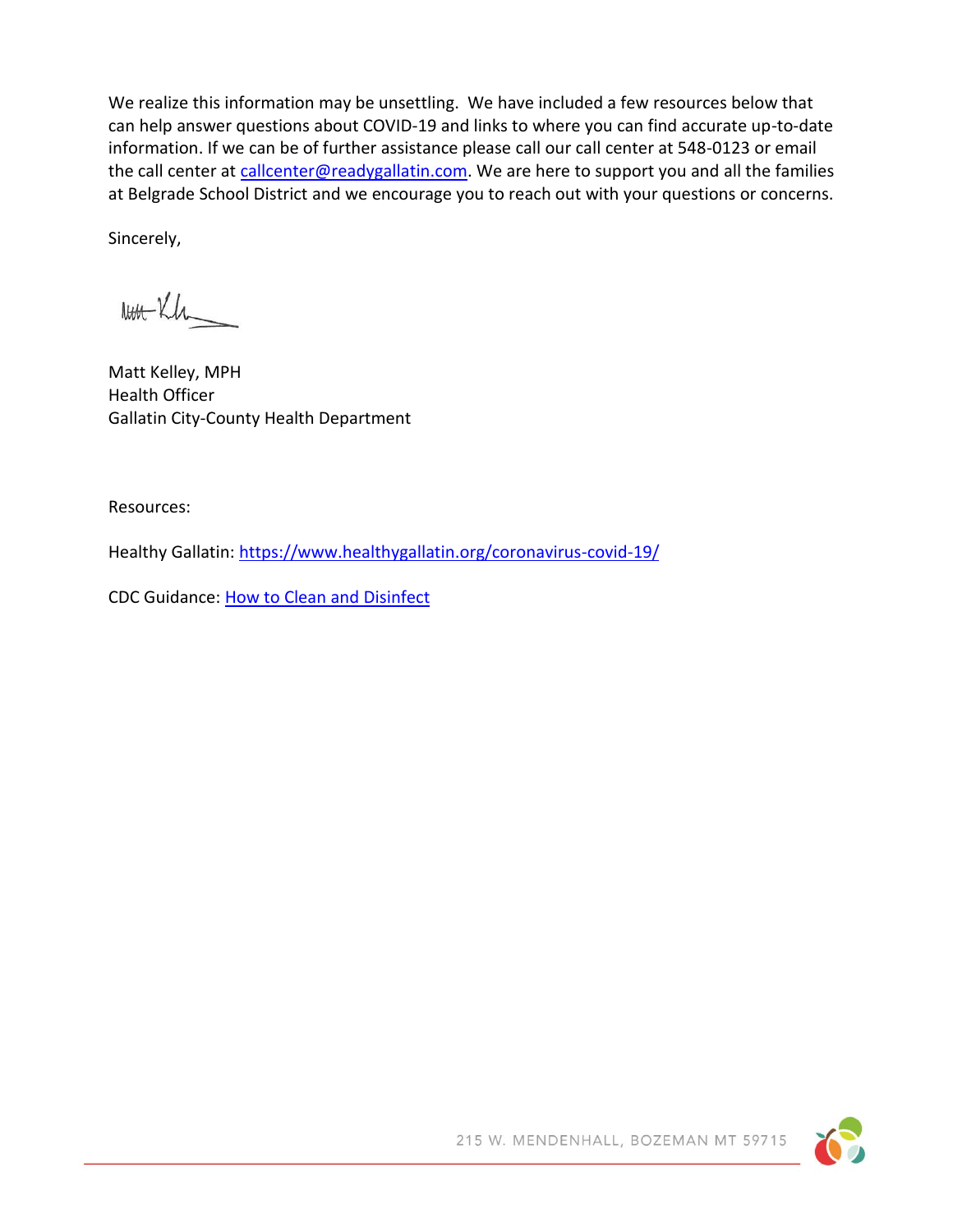We realize this information may be unsettling. We have included a few resources below that can help answer questions about COVID-19 and links to where you can find accurate up-to-date information. If we can be of further assistance please call our call center at 548-0123 or email the call center at [callcenter@readygallatin.com](mailto:callcenter@readygallatin.com). We are here to support you and all the families at Belgrade School District and we encourage you to reach out with your questions or concerns.

Sincerely,

Matt Kelley, MPH
Health Officer
Gallatin City-County Health Department

Resources:

Healthy Gallatin: [https://www.healthygallatin.org/coronavirus-covid-19/](https://www.healthygallatin.org/coronavirus-covid-19/)

CDC Guidance: How to Clean and Disinfect

215 W. MENDENHALL, BOZEMAN MT 59715